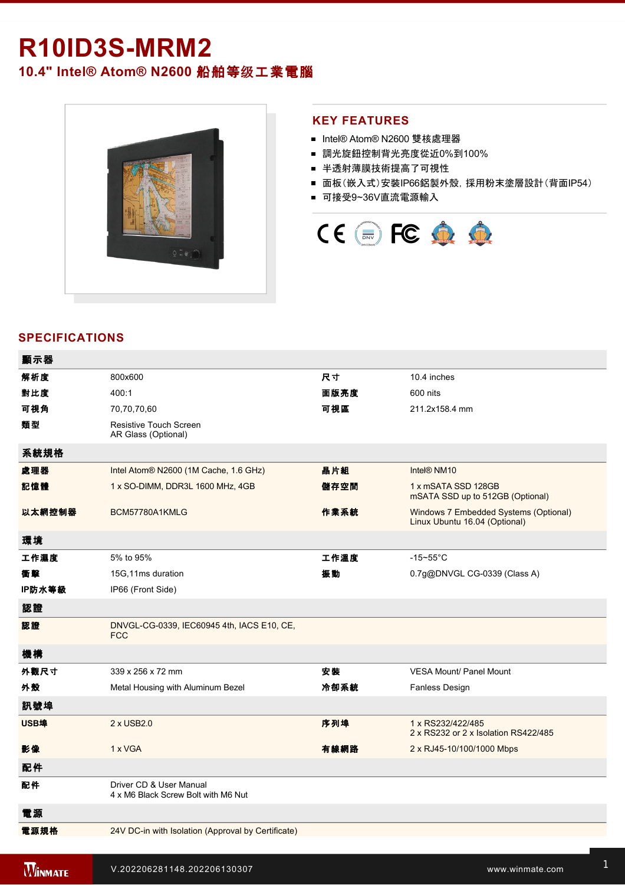# R10ID3S-MRM2

## 10.4" Intel® Atom® N2600 船舶等级工業電腦

## KEY FEATURES

- Intel® Atom® N2600 雙核處理器
- 調光旋鈕控制背光亮度從近0%到100%
- 半透射薄膜技術提高了可視性
- 面板（嵌入式）安裝IP66鋁製外殼，採用粉末塗層設計（背面IP54）
- 可接受9~36V直流電源輸入

## SPECIFICATIONS

| 顯示器 | | | |
|---|---|---|---|
| 解析度 | 800x600 | 尺寸 | 10.4 inches |
| 對比度 | 400:1 | 面版亮度 | 600 nits |
| 可視角 | 70,70,70,60 | 可視區 | 211.2x158.4 mm |
| 類型 | Resistive Touch Screen<br>AR Glass (Optional) | | |
| **系統規格** | | | |
| 處理器 | Intel Atom® N2600 (1M Cache, 1.6 GHz) | 晶片組 | Intel® NM10 |
| 記憶體 | 1 x SO-DIMM, DDR3L 1600 MHz, 4GB | 儲存空間 | 1 x mSATA SSD 128GB<br>mSATA SSD up to 512GB (Optional) |
| 以太網控制器 | BCM57780A1KMLG | 作業系統 | Windows 7 Embedded Systems (Optional)<br>Linux Ubuntu 16.04 (Optional) |
| **環境** | | | |
| 工作濕度 | 5% to 95% | 工作溫度 | -15~55°C |
| 衝擊 | 15G,11ms duration | 振動 | 0.7g@DNVGL CG-0339 (Class A) |
| IP防水等級 | IP66 (Front Side) | | |
| **認證** | | | |
| 認證 | DNVGL-CG-0339, IEC60945 4th, IACS E10, CE, FCC | | |
| **機構** | | | |
| 外觀尺寸 | 339 x 256 x 72 mm | 安裝 | VESA Mount/ Panel Mount |
| 外殼 | Metal Housing with Aluminum Bezel | 冷卻系統 | Fanless Design |
| **訊號埠** | | | |
| USB埠 | 2 x USB2.0 | 序列埠 | 1 x RS232/422/485<br>2 x RS232 or 2 x Isolation RS422/485 |
| 影像 | 1 x VGA | 有線網路 | 2 x RJ45-10/100/1000 Mbps |
| **配件** | | | |
| 配件 | Driver CD & User Manual<br>4 x M6 Black Screw Bolt with M6 Nut | | |
| **電源** | | | |
| 電源規格 | 24V DC-in with Isolation (Approval by Certificate) | | |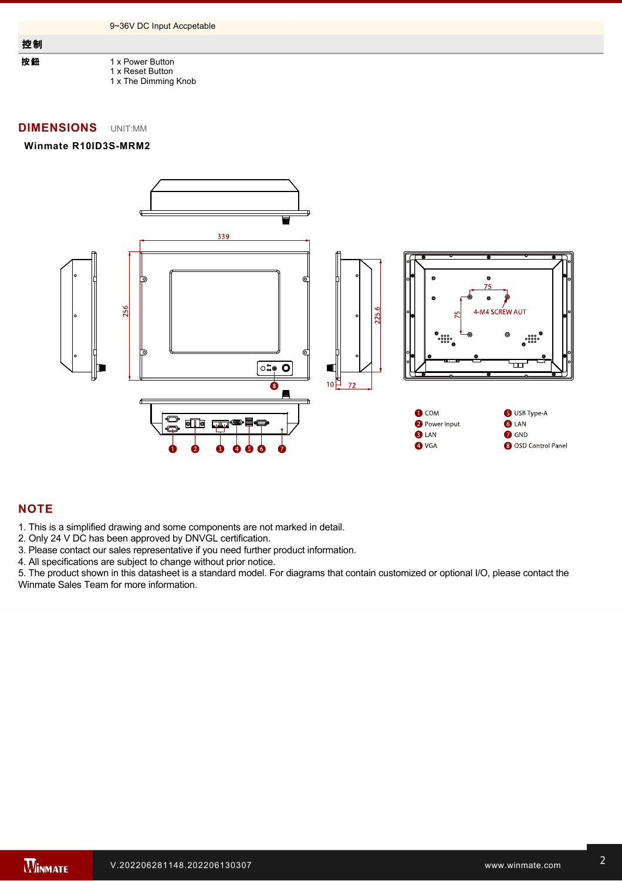| | |
|---|---|
| | 9~36V DC Input Accpetable |
| **控制** | |
| **按鈕** | 1 x Power Button<br>1 x Reset Button<br>1 x The Dimming Knob |

## DIMENSIONS UNIT:MM

**Winmate R10ID3S-MRM2**

339

256

225.6

10

72

75

75

4-M4 SCREW AUT

1 COM
2 Power Input
3 LAN
4 VGA
5 USB Type-A
6 LAN
7 GND
8 OSD Control Panel

## NOTE

1. This is a simplified drawing and some components are not marked in detail.
2. Only 24 V DC has been approved by DNVGL certification.
3. Please contact our sales representative if you need further product information.
4. All specifications are subject to change without prior notice.
5. The product shown in this datasheet is a standard model. For diagrams that contain customized or optional I/O, please contact the Winmate Sales Team for more information.